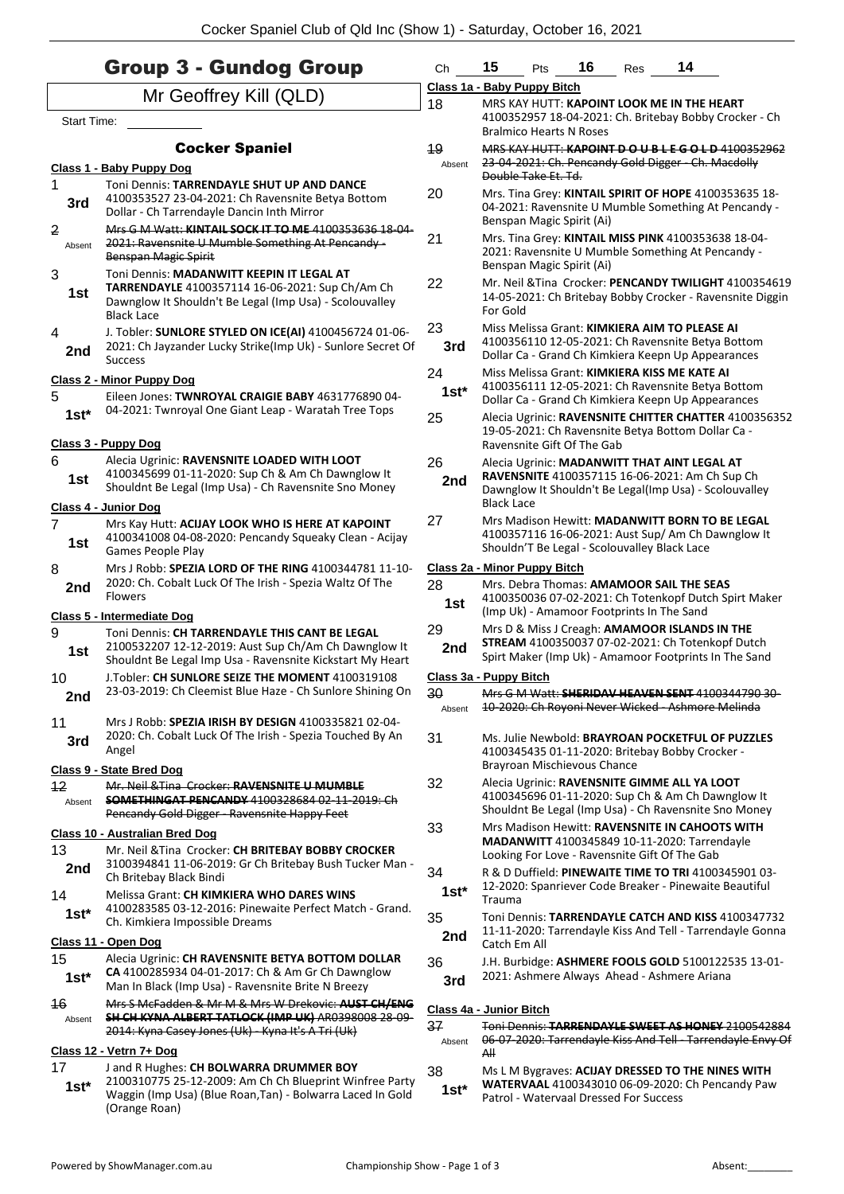# Group 3 - Gundog Group

Mr Geoffrey Kill (QLD)

Start Time:

## Cocker Spaniel

**Class 1 - Baby Puppy Dog**

1 — 3rd — Toni Dennis: **TARRENDAYLE SHUT UP AND DANCE** 4100353527 23-04-2021: Ch Ravensnite Betya Bottom Dollar - Ch Tarrendayle Dancin Inth Mirror

2 — Absent — ~~Mrs G M Watt: **KINTAIL SOCK IT TO ME** 4100353636 18-04-2021: Ravensnite U Mumble Something At Pencandy - Benspan Magic Spirit~~

3 — 1st — Toni Dennis: **MADANWITT KEEPIN IT LEGAL AT TARRENDAYLE** 4100357114 16-06-2021: Sup Ch/Am Ch Dawnglow It Shouldn't Be Legal (Imp Usa) - Scolouvalley Black Lace

4 — 2nd — J. Tobler: **SUNLORE STYLED ON ICE(AI)** 4100456724 01-06-2021: Ch Jayzander Lucky Strike(Imp Uk) - Sunlore Secret Of Success

**Class 2 - Minor Puppy Dog**

5 — 1st* — Eileen Jones: **TWNROYAL CRAIGIE BABY** 4631776890 04-04-2021: Twnroyal One Giant Leap - Waratah Tree Tops

**Class 3 - Puppy Dog**

6 — 1st — Alecia Ugrinic: **RAVENSNITE LOADED WITH LOOT** 4100345699 01-11-2020: Sup Ch & Am Ch Dawnglow It Shouldnt Be Legal (Imp Usa) - Ch Ravensnite Sno Money

**Class 4 - Junior Dog**

7 — 1st — Mrs Kay Hutt: **ACIJAY LOOK WHO IS HERE AT KAPOINT** 4100341008 04-08-2020: Pencandy Squeaky Clean - Acijay Games People Play

8 — 2nd — Mrs J Robb: **SPEZIA LORD OF THE RING** 4100344781 11-10-2020: Ch. Cobalt Luck Of The Irish - Spezia Waltz Of The Flowers

**Class 5 - Intermediate Dog**

9 — 1st — Toni Dennis: **CH TARRENDAYLE THIS CANT BE LEGAL** 2100532207 12-12-2019: Aust Sup Ch/Am Ch Dawnglow It Shouldnt Be Legal Imp Usa - Ravensnite Kickstart My Heart

10 — 2nd — J.Tobler: **CH SUNLORE SEIZE THE MOMENT** 4100319108 23-03-2019: Ch Cleemist Blue Haze - Ch Sunlore Shining On

11 — 3rd — Mrs J Robb: **SPEZIA IRISH BY DESIGN** 4100335821 02-04-2020: Ch. Cobalt Luck Of The Irish - Spezia Touched By An Angel

**Class 9 - State Bred Dog**

12 — Absent — ~~Mr. Neil &Tina Crocker: **RAVENSNITE U MUMBLE SOMETHINGAT PENCANDY** 4100328684 02-11-2019: Ch Pencandy Gold Digger - Ravensnite Happy Feet~~

**Class 10 - Australian Bred Dog**

13 — 2nd — Mr. Neil &Tina Crocker: **CH BRITEBAY BOBBY CROCKER** 3100394841 11-06-2019: Gr Ch Britebay Bush Tucker Man - Ch Britebay Black Bindi

14 — 1st* — Melissa Grant: **CH KIMKIERA WHO DARES WINS** 4100283585 03-12-2016: Pinewaite Perfect Match - Grand. Ch. Kimkiera Impossible Dreams

**Class 11 - Open Dog**

15 — 1st* — Alecia Ugrinic: **CH RAVENSNITE BETYA BOTTOM DOLLAR CA** 4100285934 04-01-2017: Ch & Am Gr Ch Dawnglow Man In Black (Imp Usa) - Ravensnite Brite N Breezy

16 — Absent — ~~Mrs S McFadden & Mr M & Mrs W Drekovic: **AUST CH/ENG SH CH KYNA ALBERT TATLOCK (IMP UK)** AR0398008 28-09-2014: Kyna Casey Jones (Uk) - Kyna It's A Tri (Uk)~~

**Class 12 - Vetrn 7+ Dog**

17 — 1st* — J and R Hughes: **CH BOLWARRA DRUMMER BOY** 2100310775 25-12-2009: Am Ch Ch Blueprint Winfree Party Waggin (Imp Usa) (Blue Roan,Tan) - Bolwarra Laced In Gold (Orange Roan)

Ch 15 Pts 16 Res 14

**Class 1a - Baby Puppy Bitch**

18 — MRS KAY HUTT: **KAPOINT LOOK ME IN THE HEART** 4100352957 18-04-2021: Ch. Britebay Bobby Crocker - Ch Bralmico Hearts N Roses

19 — Absent — ~~MRS KAY HUTT: **KAPOINT D O U B L E G O L D** 4100352962 23-04-2021: Ch. Pencandy Gold Digger - Ch. Macdolly Double Take Et. Td.~~

20 — Mrs. Tina Grey: **KINTAIL SPIRIT OF HOPE** 4100353635 18-04-2021: Ravensnite U Mumble Something At Pencandy - Benspan Magic Spirit (Ai)

21 — Mrs. Tina Grey: **KINTAIL MISS PINK** 4100353638 18-04-2021: Ravensnite U Mumble Something At Pencandy - Benspan Magic Spirit (Ai)

22 — Mr. Neil &Tina Crocker: **PENCANDY TWILIGHT** 4100354619 14-05-2021: Ch Britebay Bobby Crocker - Ravensnite Diggin For Gold

23 — 3rd — Miss Melissa Grant: **KIMKIERA AIM TO PLEASE AI** 4100356110 12-05-2021: Ch Ravensnite Betya Bottom Dollar Ca - Grand Ch Kimkiera Keepn Up Appearances

24 — 1st* — Miss Melissa Grant: **KIMKIERA KISS ME KATE AI** 4100356111 12-05-2021: Ch Ravensnite Betya Bottom Dollar Ca - Grand Ch Kimkiera Keepn Up Appearances

25 — Alecia Ugrinic: **RAVENSNITE CHITTER CHATTER** 4100356352 19-05-2021: Ch Ravensnite Betya Bottom Dollar Ca - Ravensnite Gift Of The Gab

26 — 2nd — Alecia Ugrinic: **MADANWITT THAT AINT LEGAL AT RAVENSNITE** 4100357115 16-06-2021: Am Ch Sup Ch Dawnglow It Shouldn't Be Legal(Imp Usa) - Scolouvalley Black Lace

27 — Mrs Madison Hewitt: **MADANWITT BORN TO BE LEGAL** 4100357116 16-06-2021: Aust Sup/ Am Ch Dawnglow It Shouldn'T Be Legal - Scolouvalley Black Lace

**Class 2a - Minor Puppy Bitch**

28 — 1st — Mrs. Debra Thomas: **AMAMOOR SAIL THE SEAS** 4100350036 07-02-2021: Ch Totenkopf Dutch Spirt Maker (Imp Uk) - Amamoor Footprints In The Sand

29 — 2nd — Mrs D & Miss J Creagh: **AMAMOOR ISLANDS IN THE STREAM** 4100350037 07-02-2021: Ch Totenkopf Dutch Spirt Maker (Imp Uk) - Amamoor Footprints In The Sand

**Class 3a - Puppy Bitch**

30 — Absent — ~~Mrs G M Watt: **SHERIDAV HEAVEN SENT** 4100344790 30-10-2020: Ch Royoni Never Wicked - Ashmore Melinda~~

31 — Ms. Julie Newbold: **BRAYROAN POCKETFUL OF PUZZLES** 4100345435 01-11-2020: Britebay Bobby Crocker - Brayroan Mischievous Chance

32 — Alecia Ugrinic: **RAVENSNITE GIMME ALL YA LOOT** 4100345696 01-11-2020: Sup Ch & Am Ch Dawnglow It Shouldnt Be Legal (Imp Usa) - Ch Ravensnite Sno Money

33 — Mrs Madison Hewitt: **RAVENSNITE IN CAHOOTS WITH MADANWITT** 4100345849 10-11-2020: Tarrendayle Looking For Love - Ravensnite Gift Of The Gab

34 — 1st* — R & D Duffield: **PINEWAITE TIME TO TRI** 4100345901 03-12-2020: Spanriever Code Breaker - Pinewaite Beautiful Trauma

35 — 2nd — Toni Dennis: **TARRENDAYLE CATCH AND KISS** 4100347732 11-11-2020: Tarrendayle Kiss And Tell - Tarrendayle Gonna Catch Em All

36 — 3rd — J.H. Burbidge: **ASHMERE FOOLS GOLD** 5100122535 13-01-2021: Ashmere Always Ahead - Ashmere Ariana

**Class 4a - Junior Bitch**

37 — Absent — ~~Toni Dennis: **TARRENDAYLE SWEET AS HONEY** 2100542884 06-07-2020: Tarrendayle Kiss And Tell - Tarrendayle Envy Of All~~

38 — 1st* — Ms L M Bygraves: **ACIJAY DRESSED TO THE NINES WITH WATERVAAL** 4100343010 06-09-2020: Ch Pencandy Paw Patrol - Watervaal Dressed For Success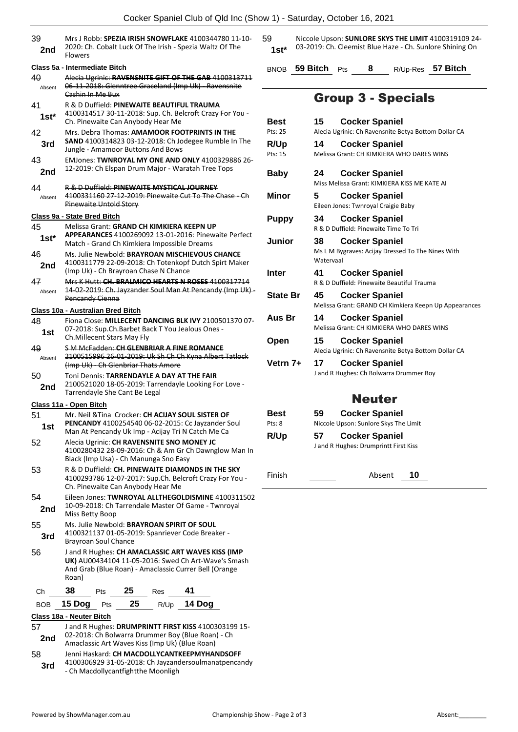39 **2nd** Mrs J Robb: **SPEZIA IRISH SNOWFLAKE** 4100344780 11-10-2020: Ch. Cobalt Luck Of The Irish - Spezia Waltz Of The Flowers

**Class 5a - Intermediate Bitch**

40 Absent ~~Alecia Ugrinic: **RAVENSNITE GIFT OF THE GAB** 4100313711 06-11-2018: Glenntree Graceland (Imp Uk) - Ravensnite Cashin In Me Bux~~

41 **1st*** R & D Duffield: **PINEWAITE BEAUTIFUL TRAUMA** 4100314517 30-11-2018: Sup. Ch. Belcroft Crazy For You - Ch. Pinewaite Can Anybody Hear Me

42 **3rd** Mrs. Debra Thomas: **AMAMOOR FOOTPRINTS IN THE SAND** 4100314823 03-12-2018: Ch Jodegee Rumble In The Jungle - Amamoor Buttons And Bows

43 **2nd** EMJones: **TWNROYAL MY ONE AND ONLY** 4100329886 26-12-2019: Ch Elspan Drum Major - Waratah Tree Tops

44 Absent ~~R & D Duffield: **PINEWAITE MYSTICAL JOURNEY** 4100331160 27-12-2019: Pinewaite Cut To The Chase - Ch Pinewaite Untold Story~~

**Class 9a - State Bred Bitch**

45 **1st*** Melissa Grant: **GRAND CH KIMKIERA KEEPN UP APPEARANCES** 4100269092 13-01-2016: Pinewaite Perfect Match - Grand Ch Kimkiera Impossible Dreams

46 **2nd** Ms. Julie Newbold: **BRAYROAN MISCHIEVOUS CHANCE** 4100311779 22-09-2018: Ch Totenkopf Dutch Spirt Maker (Imp Uk) - Ch Brayroan Chase N Chance

47 Absent ~~Mrs K Hutt: **CH. BRALMICO HEARTS N ROSES** 4100317714 14-02-2019: Ch. Jayzander Soul Man At Pencandy (Imp Uk) - Pencandy Cienna~~

**Class 10a - Australian Bred Bitch**

48 **1st** Fiona Close: **MILLECENT DANCING BLK IVY** 2100501370 07-07-2018: Sup.Ch.Barbet Back T You Jealous Ones - Ch.Millecent Stars May Fly

49 Absent ~~S M McFadden: **CH GLENBRIAR A FINE ROMANCE** 2100515996 26-01-2019: Uk Sh Ch Ch Kyna Albert Tatlock (Imp Uk) - Ch Glenbriar Thats Amore~~

50 **2nd** Toni Dennis: **TARRENDAYLE A DAY AT THE FAIR** 2100521020 18-05-2019: Tarrendayle Looking For Love - Tarrendayle She Cant Be Legal

**Class 11a - Open Bitch**

51 **1st** Mr. Neil &Tina Crocker: **CH ACIJAY SOUL SISTER OF PENCANDY** 4100254540 06-02-2015: Cc Jayzander Soul Man At Pencandy Uk Imp - Acijay Tri N Catch Me Ca

52 Alecia Ugrinic: **CH RAVENSNITE SNO MONEY JC** 4100280432 28-09-2016: Ch & Am Gr Ch Dawnglow Man In Black (Imp Usa) - Ch Manunga Sno Easy

53 R & D Duffield: **CH. PINEWAITE DIAMONDS IN THE SKY** 4100293786 12-07-2017: Sup.Ch. Belcroft Crazy For You - Ch. Pinewaite Can Anybody Hear Me

54 **2nd** Eileen Jones: **TWNROYAL ALLTHEGOLDISMINE** 4100311502 10-09-2018: Ch Tarrendale Master Of Game - Twnroyal Miss Betty Boop

55 **3rd** Ms. Julie Newbold: **BRAYROAN SPIRIT OF SOUL** 4100321137 01-05-2019: Spanriever Code Breaker - Brayroan Soul Chance

56 J and R Hughes: **CH AMACLASSIC ART WAVES KISS (IMP UK)** AU00434104 11-05-2016: Swed Ch Art-Wave's Smash And Grab (Blue Roan) - Amaclassic Currer Bell (Orange Roan)

Ch **38** Pts **25** Res **41**

BOB **15 Dog** Pts **25** R/Up **14 Dog**

**Class 18a - Neuter Bitch**

57 **2nd** J and R Hughes: **DRUMPRINTT FIRST KISS** 4100303199 15-02-2018: Ch Bolwarra Drummer Boy (Blue Roan) - Ch Amaclassic Art Waves Kiss (Imp Uk) (Blue Roan)

58 **3rd** Jenni Haskard: **CH MACDOLLYCANTKEEPMYHANDSOFF** 4100306929 31-05-2018: Ch Jayzandersoulmanatpencandy - Ch Macdollycantfightthe Moonligh

59 **1st*** Niccole Upson: **SUNLORE SKYS THE LIMIT** 4100319109 24-03-2019: Ch. Cleemist Blue Haze - Ch. Sunlore Shining On

BNOB **59 Bitch** Pts **8** R/Up-Res **57 Bitch**

## Group 3 - Specials

| | | |
|---|---|---|
| **Best** Pts: 25 | **15** | **Cocker Spaniel** Alecia Ugrinic: Ch Ravensnite Betya Bottom Dollar CA |
| **R/Up** Pts: 15 | **14** | **Cocker Spaniel** Melissa Grant: CH KIMKIERA WHO DARES WINS |
| **Baby** | **24** | **Cocker Spaniel** Miss Melissa Grant: KIMKIERA KISS ME KATE AI |
| **Minor** | **5** | **Cocker Spaniel** Eileen Jones: Twnroyal Craigie Baby |
| **Puppy** | **34** | **Cocker Spaniel** R & D Duffield: Pinewaite Time To Tri |
| **Junior** | **38** | **Cocker Spaniel** Ms L M Bygraves: Acijay Dressed To The Nines With Watervaal |
| **Inter** | **41** | **Cocker Spaniel** R & D Duffield: Pinewaite Beautiful Trauma |
| **State Br** | **45** | **Cocker Spaniel** Melissa Grant: GRAND CH Kimkiera Keepn Up Appearances |
| **Aus Br** | **14** | **Cocker Spaniel** Melissa Grant: CH KIMKIERA WHO DARES WINS |
| **Open** | **15** | **Cocker Spaniel** Alecia Ugrinic: Ch Ravensnite Betya Bottom Dollar CA |
| **Vetrn 7+** | **17** | **Cocker Spaniel** J and R Hughes: Ch Bolwarra Drummer Boy |

## Neuter

| | | |
|---|---|---|
| **Best** Pts: 8 | **59** | **Cocker Spaniel** Niccole Upson: Sunlore Skys The Limit |
| **R/Up** | **57** | **Cocker Spaniel** J and R Hughes: Drumprintt First Kiss |

Finish Absent **10**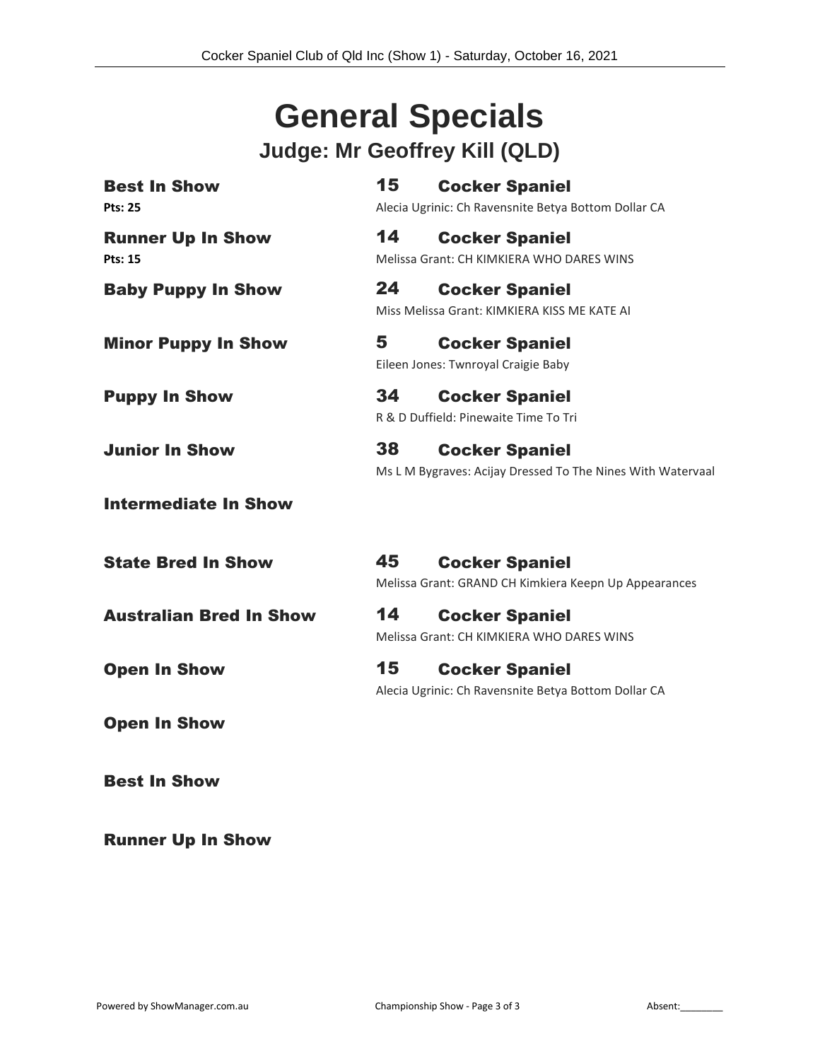# General Specials

## Judge: Mr Geoffrey Kill (QLD)

**Best In Show** — **15 Cocker Spaniel**
Pts: 25
Alecia Ugrinic: Ch Ravensnite Betya Bottom Dollar CA

**Runner Up In Show** — **14 Cocker Spaniel**
Pts: 15
Melissa Grant: CH KIMKIERA WHO DARES WINS

**Baby Puppy In Show** — **24 Cocker Spaniel**
Miss Melissa Grant: KIMKIERA KISS ME KATE AI

**Minor Puppy In Show** — **5 Cocker Spaniel**
Eileen Jones: Twnroyal Craigie Baby

**Puppy In Show** — **34 Cocker Spaniel**
R & D Duffield: Pinewaite Time To Tri

**Junior In Show** — **38 Cocker Spaniel**
Ms L M Bygraves: Acijay Dressed To The Nines With Watervaal

**Intermediate In Show**

**State Bred In Show** — **45 Cocker Spaniel**
Melissa Grant: GRAND CH Kimkiera Keepn Up Appearances

**Australian Bred In Show** — **14 Cocker Spaniel**
Melissa Grant: CH KIMKIERA WHO DARES WINS

**Open In Show** — **15 Cocker Spaniel**
Alecia Ugrinic: Ch Ravensnite Betya Bottom Dollar CA

**Open In Show**

**Best In Show**

**Runner Up In Show**

Absent:________